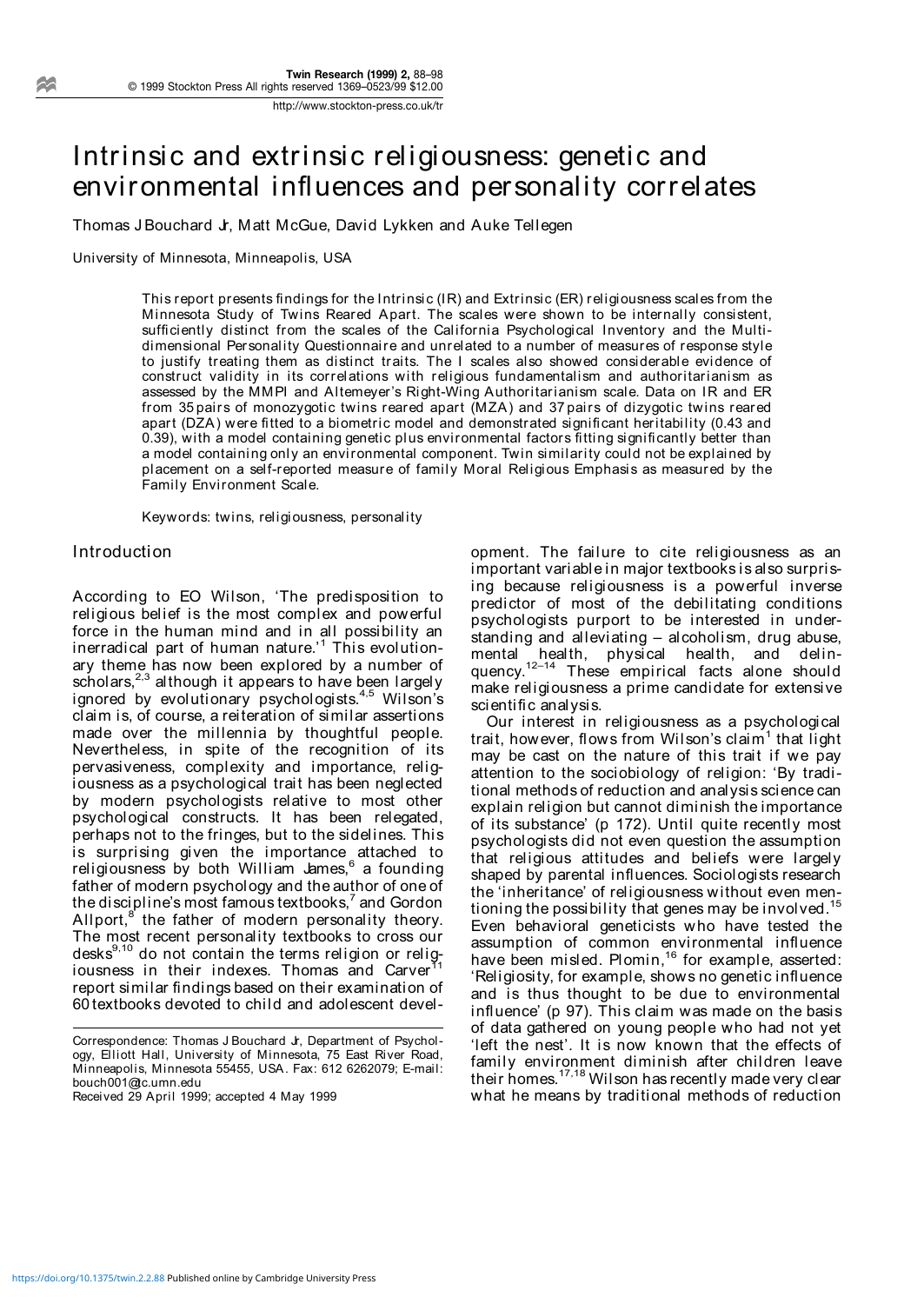# Intrinsic and extrinsic religiousness: genetic and environmental influences and personality correlates

Thomas J Bouchard Jr, Matt McGue, David Lykken and Auke Tellegen

University of Minnesota, Minneapolis, USA

This report presents findings for the Intrinsic (IR) and Extrinsic (ER) religiousness scales from the Minnesota Study of Twins Reared Apart. The scales were shown to be internally consistent, sufficiently distinct from the scales of the California Psychological Inventory and the Multidimensional Personality Questionnaire and unrelated to a number of measures of response style to justify treating them as distinct traits. The I scales also showed considerable evidence of construct validity in its correlations with religious fundamentalism and authoritarianism as assessed by the MMPI and Altemeyer's Right-Wing Authoritarianism scale. Data on IR and ER from 35 pairs of monozygotic twins reared apart (MZA) and 37 pairs of dizygotic twins reared apart (DZA) were fitted to a biometric model and demonstrated significant heritability (0.43 and 0.39), with a model containing genetic plus environmental factors fitting significantly better than a model containing only an environmental component. Twin similarity could not be explained by placement on a self-reported measure of family Moral Religious Emphasis as measured by the Family Environment Scale.

Keywords: twins, religiousness, personality

## Introduction

According to EO Wilson, 'The predisposition to religious belief is the most complex and powerful force in the human mind and in all possibility an inerradical part of human nature.'[1] This evolutionary theme has now been explored by a number of scholars,[2,3] although it appears to have been largely ignored by evolutionary psychologists.[4,5] Wilson's claim is, of course, a reiteration of similar assertions made over the millennia by thoughtful people. Nevertheless, in spite of the recognition of its pervasiveness, complexity and importance, religiousness as a psychological trait has been neglected by modern psychologists relative to most other psychological constructs. It has been relegated, perhaps not to the fringes, but to the sidelines. This is surprising given the importance attached to religiousness by both William James,[6] a founding father of modern psychology and the author of one of the discipline's most famous textbooks,[7] and Gordon Allport,[8] the father of modern personality theory. The most recent personality textbooks to cross our desks[9,10] do not contain the terms religion or religiousness in their indexes. Thomas and Carver[11] report similar findings based on their examination of 60 textbooks devoted to child and adolescent development. The failure to cite religiousness as an important variable in major textbooks is also surprising because religiousness is a powerful inverse predictor of most of the debilitating conditions psychologists purport to be interested in understanding and alleviating – alcoholism, drug abuse, mental health, physical health, and delinquency.[12–14] These empirical facts alone should make religiousness a prime candidate for extensive scientific analysis.

Our interest in religiousness as a psychological trait, however, flows from Wilson's claim[1] that light may be cast on the nature of this trait if we pay attention to the sociobiology of religion: 'By traditional methods of reduction and analysis science can explain religion but cannot diminish the importance of its substance' (p 172). Until quite recently most psychologists did not even question the assumption that religious attitudes and beliefs were largely shaped by parental influences. Sociologists research the 'inheritance' of religiousness without even mentioning the possibility that genes may be involved.[15] Even behavioral geneticists who have tested the assumption of common environmental influence have been misled. Plomin,[16] for example, asserted: 'Religiosity, for example, shows no genetic influence and is thus thought to be due to environmental influence' (p 97). This claim was made on the basis of data gathered on young people who had not yet 'left the nest'. It is now known that the effects of family environment diminish after children leave their homes.[17,18] Wilson has recently made very clear what he means by traditional methods of reduction

Correspondence: Thomas J Bouchard Jr, Department of Psychology, Elliott Hall, University of Minnesota, 75 East River Road, Minneapolis, Minnesota 55455, USA. Fax: 612 6262079; E-mail: bouch001@tc.umn.edu
Received 29 April 1999; accepted 4 May 1999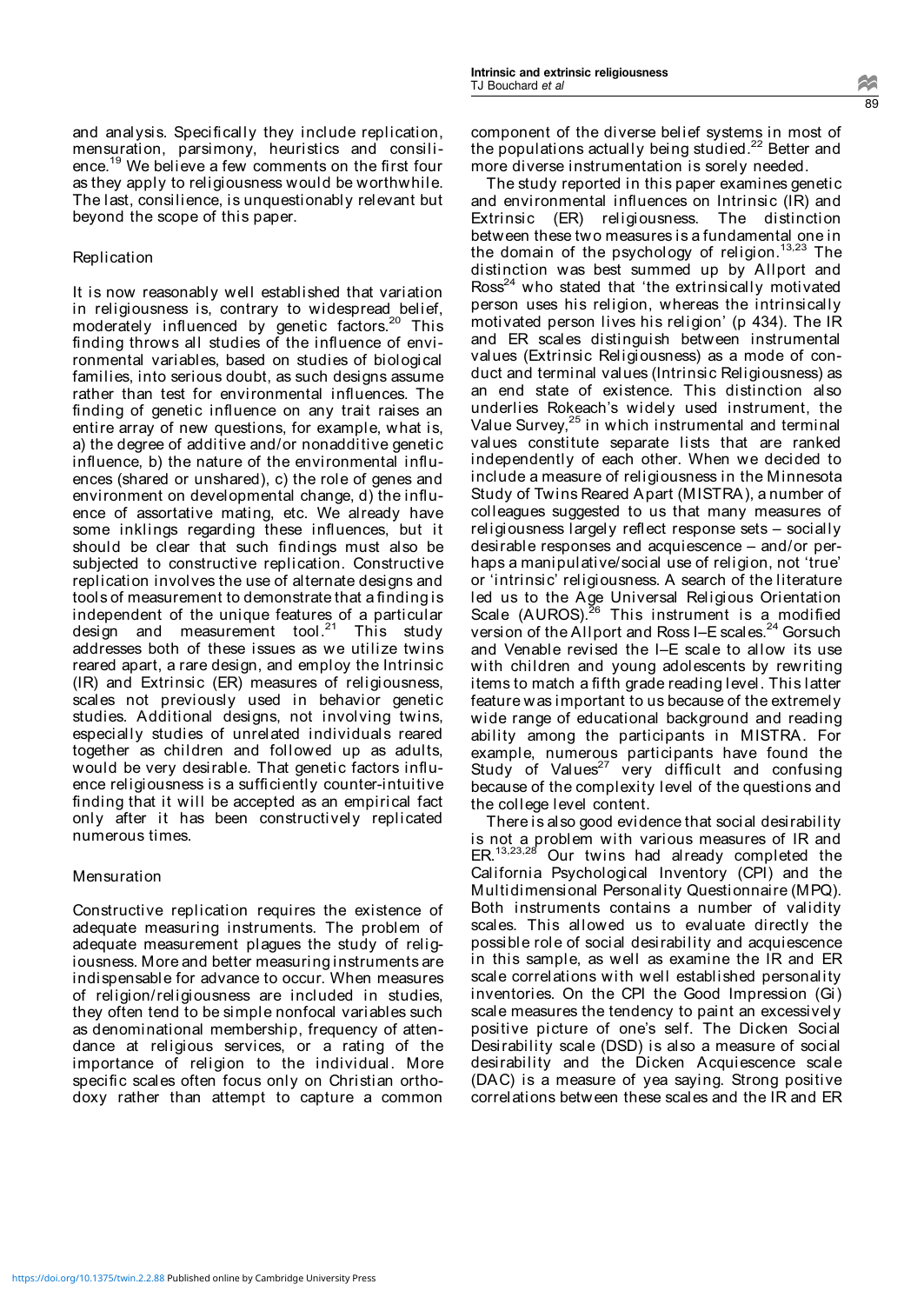and analysis. Specifically they include replication, mensuration, parsimony, heuristics and consilience.[19] We believe a few comments on the first four as they apply to religiousness would be worthwhile. The last, consilience, is unquestionably relevant but beyond the scope of this paper.

### Replication

It is now reasonably well established that variation in religiousness is, contrary to widespread belief, moderately influenced by genetic factors.[20] This finding throws all studies of the influence of environmental variables, based on studies of biological families, into serious doubt, as such designs assume rather than test for environmental influences. The finding of genetic influence on any trait raises an entire array of new questions, for example, what is, a) the degree of additive and/or nonadditive genetic influence, b) the nature of the environmental influences (shared or unshared), c) the role of genes and environment on developmental change, d) the influence of assortative mating, etc. We already have some inklings regarding these influences, but it should be clear that such findings must also be subjected to constructive replication. Constructive replication involves the use of alternate designs and tools of measurement to demonstrate that a finding is independent of the unique features of a particular design and measurement tool.[21] This study addresses both of these issues as we utilize twins reared apart, a rare design, and employ the Intrinsic (IR) and Extrinsic (ER) measures of religiousness, scales not previously used in behavior genetic studies. Additional designs, not involving twins, especially studies of unrelated individuals reared together as children and followed up as adults, would be very desirable. That genetic factors influence religiousness is a sufficiently counter-intuitive finding that it will be accepted as an empirical fact only after it has been constructively replicated numerous times.

### Mensuration

Constructive replication requires the existence of adequate measuring instruments. The problem of adequate measurement plagues the study of religiousness. More and better measuring instruments are indispensable for advance to occur. When measures of religion/religiousness are included in studies, they often tend to be simple nonfocal variables such as denominational membership, frequency of attendance at religious services, or a rating of the importance of religion to the individual. More specific scales often focus only on Christian orthodoxy rather than attempt to capture a common component of the diverse belief systems in most of the populations actually being studied.[22] Better and more diverse instrumentation is sorely needed.

The study reported in this paper examines genetic and environmental influences on Intrinsic (IR) and Extrinsic (ER) religiousness. The distinction between these two measures is a fundamental one in the domain of the psychology of religion.[13,23] The distinction was best summed up by Allport and Ross[24] who stated that 'the extrinsically motivated person uses his religion, whereas the intrinsically motivated person lives his religion' (p 434). The IR and ER scales distinguish between instrumental values (Extrinsic Religiousness) as a mode of conduct and terminal values (Intrinsic Religiousness) as an end state of existence. This distinction also underlies Rokeach's widely used instrument, the Value Survey,[25] in which instrumental and terminal values constitute separate lists that are ranked independently of each other. When we decided to include a measure of religiousness in the Minnesota Study of Twins Reared Apart (MISTRA), a number of colleagues suggested to us that many measures of religiousness largely reflect response sets – socially desirable responses and acquiescence – and/or perhaps a manipulative/social use of religion, not 'true' or 'intrinsic' religiousness. A search of the literature led us to the Age Universal Religious Orientation Scale (AUROS).[26] This instrument is a modified version of the Allport and Ross I–E scales.[24] Gorsuch and Venable revised the I–E scale to allow its use with children and young adolescents by rewriting items to match a fifth grade reading level. This latter feature was important to us because of the extremely wide range of educational background and reading ability among the participants in MISTRA. For example, numerous participants have found the Study of Values[27] very difficult and confusing because of the complexity level of the questions and the college level content.

There is also good evidence that social desirability is not a problem with various measures of IR and ER.[13,23,28] Our twins had already completed the California Psychological Inventory (CPI) and the Multidimensional Personality Questionnaire (MPQ). Both instruments contains a number of validity scales. This allowed us to evaluate directly the possible role of social desirability and acquiescence in this sample, as well as examine the IR and ER scale correlations with well established personality inventories. On the CPI the Good Impression (Gi) scale measures the tendency to paint an excessively positive picture of one's self. The Dicken Social Desirability scale (DSD) is also a measure of social desirability and the Dicken Acquiescence scale (DAC) is a measure of yea saying. Strong positive correlations between these scales and the IR and ER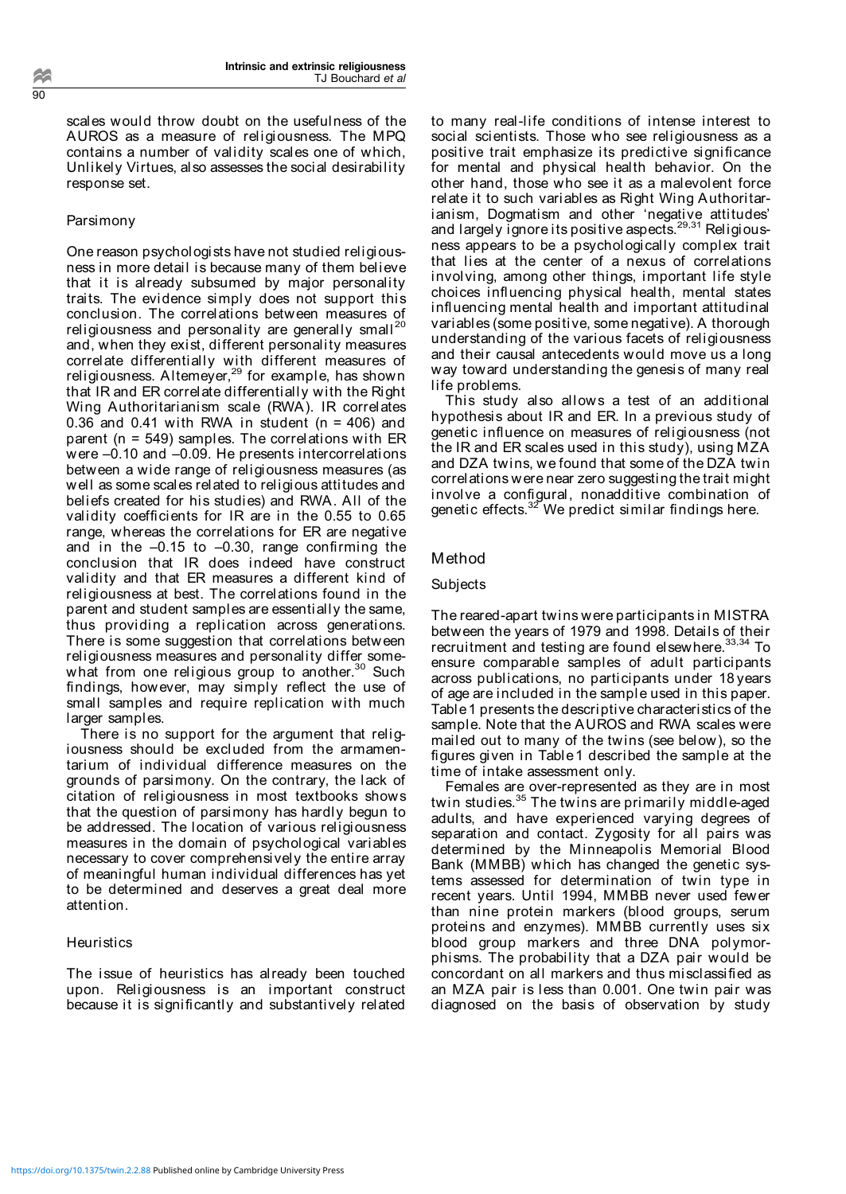scales would throw doubt on the usefulness of the AUROS as a measure of religiousness. The MPQ contains a number of validity scales one of which, Unlikely Virtues, also assesses the social desirability response set.

### Parsimony

One reason psychologists have not studied religiousness in more detail is because many of them believe that it is already subsumed by major personality traits. The evidence simply does not support this conclusion. The correlations between measures of religiousness and personality are generally small[20] and, when they exist, different personality measures correlate differentially with different measures of religiousness. Altemeyer,[29] for example, has shown that IR and ER correlate differentially with the Right Wing Authoritarianism scale (RWA). IR correlates 0.36 and 0.41 with RWA in student (n = 406) and parent (n = 549) samples. The correlations with ER were –0.10 and –0.09. He presents intercorrelations between a wide range of religiousness measures (as well as some scales related to religious attitudes and beliefs created for his studies) and RWA. All of the validity coefficients for IR are in the 0.55 to 0.65 range, whereas the correlations for ER are negative and in the –0.15 to –0.30, range confirming the conclusion that IR does indeed have construct validity and that ER measures a different kind of religiousness at best. The correlations found in the parent and student samples are essentially the same, thus providing a replication across generations. There is some suggestion that correlations between religiousness measures and personality differ somewhat from one religious group to another.[30] Such findings, however, may simply reflect the use of small samples and require replication with much larger samples.

There is no support for the argument that religiousness should be excluded from the armamentarium of individual difference measures on the grounds of parsimony. On the contrary, the lack of citation of religiousness in most textbooks shows that the question of parsimony has hardly begun to be addressed. The location of various religiousness measures in the domain of psychological variables necessary to cover comprehensively the entire array of meaningful human individual differences has yet to be determined and deserves a great deal more attention.

### Heuristics

The issue of heuristics has already been touched upon. Religiousness is an important construct because it is significantly and substantively related to many real-life conditions of intense interest to social scientists. Those who see religiousness as a positive trait emphasize its predictive significance for mental and physical health behavior. On the other hand, those who see it as a malevolent force relate it to such variables as Right Wing Authoritarianism, Dogmatism and other 'negative attitudes' and largely ignore its positive aspects.[29,31] Religiousness appears to be a psychologically complex trait that lies at the center of a nexus of correlations involving, among other things, important life style choices influencing physical health, mental states influencing mental health and important attitudinal variables (some positive, some negative). A thorough understanding of the various facets of religiousness and their causal antecedents would move us a long way toward understanding the genesis of many real life problems.

This study also allows a test of an additional hypothesis about IR and ER. In a previous study of genetic influence on measures of religiousness (not the IR and ER scales used in this study), using MZA and DZA twins, we found that some of the DZA twin correlations were near zero suggesting the trait might involve a configural, nonadditive combination of genetic effects.[32] We predict similar findings here.

## Method

### Subjects

The reared-apart twins were participants in MISTRA between the years of 1979 and 1998. Details of their recruitment and testing are found elsewhere.[33,34] To ensure comparable samples of adult participants across publications, no participants under 18 years of age are included in the sample used in this paper. Table 1 presents the descriptive characteristics of the sample. Note that the AUROS and RWA scales were mailed out to many of the twins (see below), so the figures given in Table 1 described the sample at the time of intake assessment only.

Females are over-represented as they are in most twin studies.[35] The twins are primarily middle-aged adults, and have experienced varying degrees of separation and contact. Zygosity for all pairs was determined by the Minneapolis Memorial Blood Bank (MMBB) which has changed the genetic systems assessed for determination of twin type in recent years. Until 1994, MMBB never used fewer than nine protein markers (blood groups, serum proteins and enzymes). MMBB currently uses six blood group markers and three DNA polymorphisms. The probability that a DZA pair would be concordant on all markers and thus misclassified as an MZA pair is less than 0.001. One twin pair was diagnosed on the basis of observation by study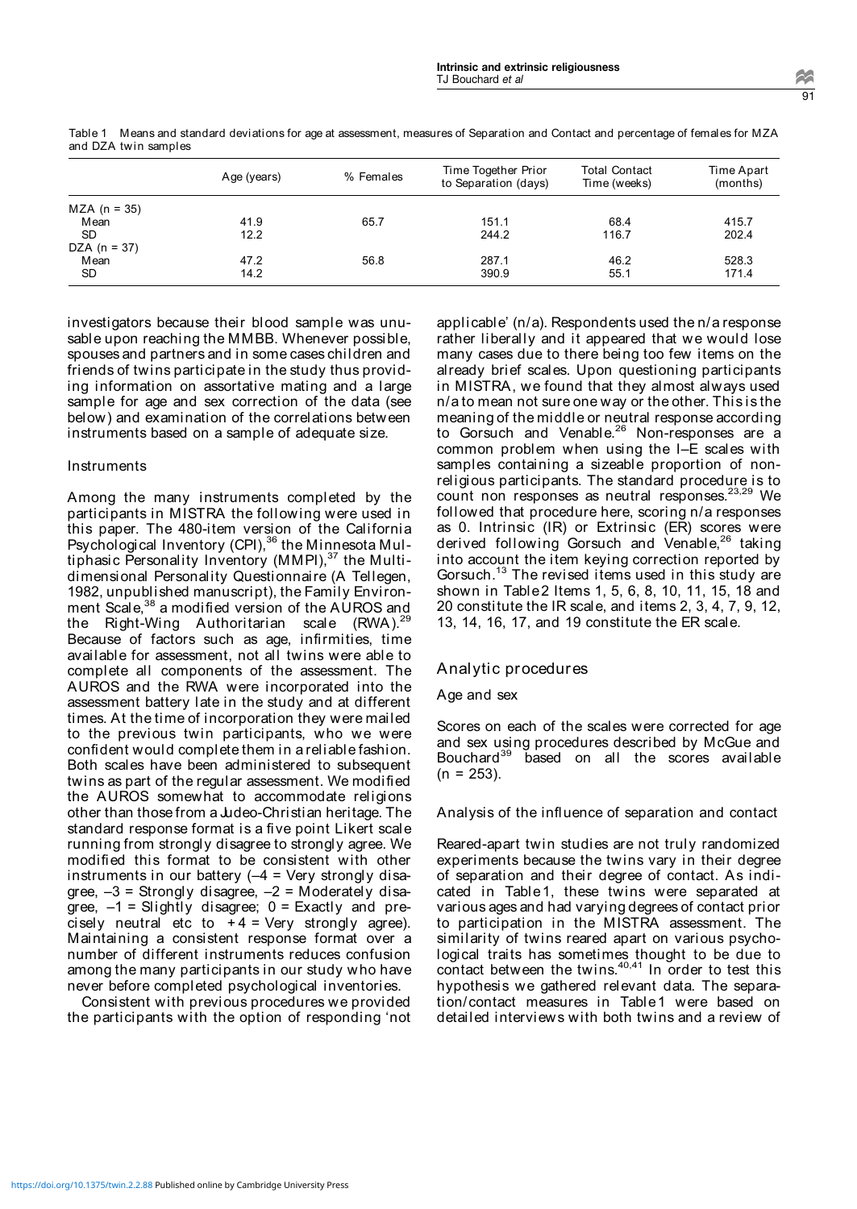Table 1 Means and standard deviations for age at assessment, measures of Separation and Contact and percentage of females for MZA and DZA twin samples

| | Age (years) | % Females | Time Together Prior to Separation (days) | Total Contact Time (weeks) | Time Apart (months) |
|---|---|---|---|---|---|
| MZA (n = 35) | | | | | |
| Mean | 41.9 | 65.7 | 151.1 | 68.4 | 415.7 |
| SD | 12.2 | | 244.2 | 116.7 | 202.4 |
| DZA (n = 37) | | | | | |
| Mean | 47.2 | 56.8 | 287.1 | 46.2 | 528.3 |
| SD | 14.2 | | 390.9 | 55.1 | 171.4 |

investigators because their blood sample was unusable upon reaching the MMBB. Whenever possible, spouses and partners and in some cases children and friends of twins participate in the study thus providing information on assortative mating and a large sample for age and sex correction of the data (see below) and examination of the correlations between instruments based on a sample of adequate size.

### Instruments

Among the many instruments completed by the participants in MISTRA the following were used in this paper. The 480-item version of the California Psychological Inventory (CPI),[36] the Minnesota Multiphasic Personality Inventory (MMPI),[37] the Multidimensional Personality Questionnaire (A Tellegen, 1982, unpublished manuscript), the Family Environment Scale,[38] a modified version of the AUROS and the Right-Wing Authoritarian scale (RWA).[29] Because of factors such as age, infirmities, time available for assessment, not all twins were able to complete all components of the assessment. The AUROS and the RWA were incorporated into the assessment battery late in the study and at different times. At the time of incorporation they were mailed to the previous twin participants, who we were confident would complete them in a reliable fashion. Both scales have been administered to subsequent twins as part of the regular assessment. We modified the AUROS somewhat to accommodate religions other than those from a Judeo-Christian heritage. The standard response format is a five point Likert scale running from strongly disagree to strongly agree. We modified this format to be consistent with other instruments in our battery (–4 = Very strongly disagree, –3 = Strongly disagree, –2 = Moderately disagree, –1 = Slightly disagree; 0 = Exactly and precisely neutral etc to +4 = Very strongly agree). Maintaining a consistent response format over a number of different instruments reduces confusion among the many participants in our study who have never before completed psychological inventories.

Consistent with previous procedures we provided the participants with the option of responding 'not applicable' (n/a). Respondents used the n/a response rather liberally and it appeared that we would lose many cases due to there being too few items on the already brief scales. Upon questioning participants in MISTRA, we found that they almost always used n/a to mean not sure one way or the other. This is the meaning of the middle or neutral response according to Gorsuch and Venable.[26] Non-responses are a common problem when using the I–E scales with samples containing a sizeable proportion of non-religious participants. The standard procedure is to count non responses as neutral responses.[23,29] We followed that procedure here, scoring n/a responses as 0. Intrinsic (IR) or Extrinsic (ER) scores were derived following Gorsuch and Venable,[26] taking into account the item keying correction reported by Gorsuch.[13] The revised items used in this study are shown in Table 2 Items 1, 5, 6, 8, 10, 11, 15, 18 and 20 constitute the IR scale, and items 2, 3, 4, 7, 9, 12, 13, 14, 16, 17, and 19 constitute the ER scale.

## Analytic procedures

### Age and sex

Scores on each of the scales were corrected for age and sex using procedures described by McGue and Bouchard[39] based on all the scores available (n = 253).

### Analysis of the influence of separation and contact

Reared-apart twin studies are not truly randomized experiments because the twins vary in their degree of separation and their degree of contact. As indicated in Table 1, these twins were separated at various ages and had varying degrees of contact prior to participation in the MISTRA assessment. The similarity of twins reared apart on various psychological traits has sometimes thought to be due to contact between the twins.[40,41] In order to test this hypothesis we gathered relevant data. The separation/contact measures in Table 1 were based on detailed interviews with both twins and a review of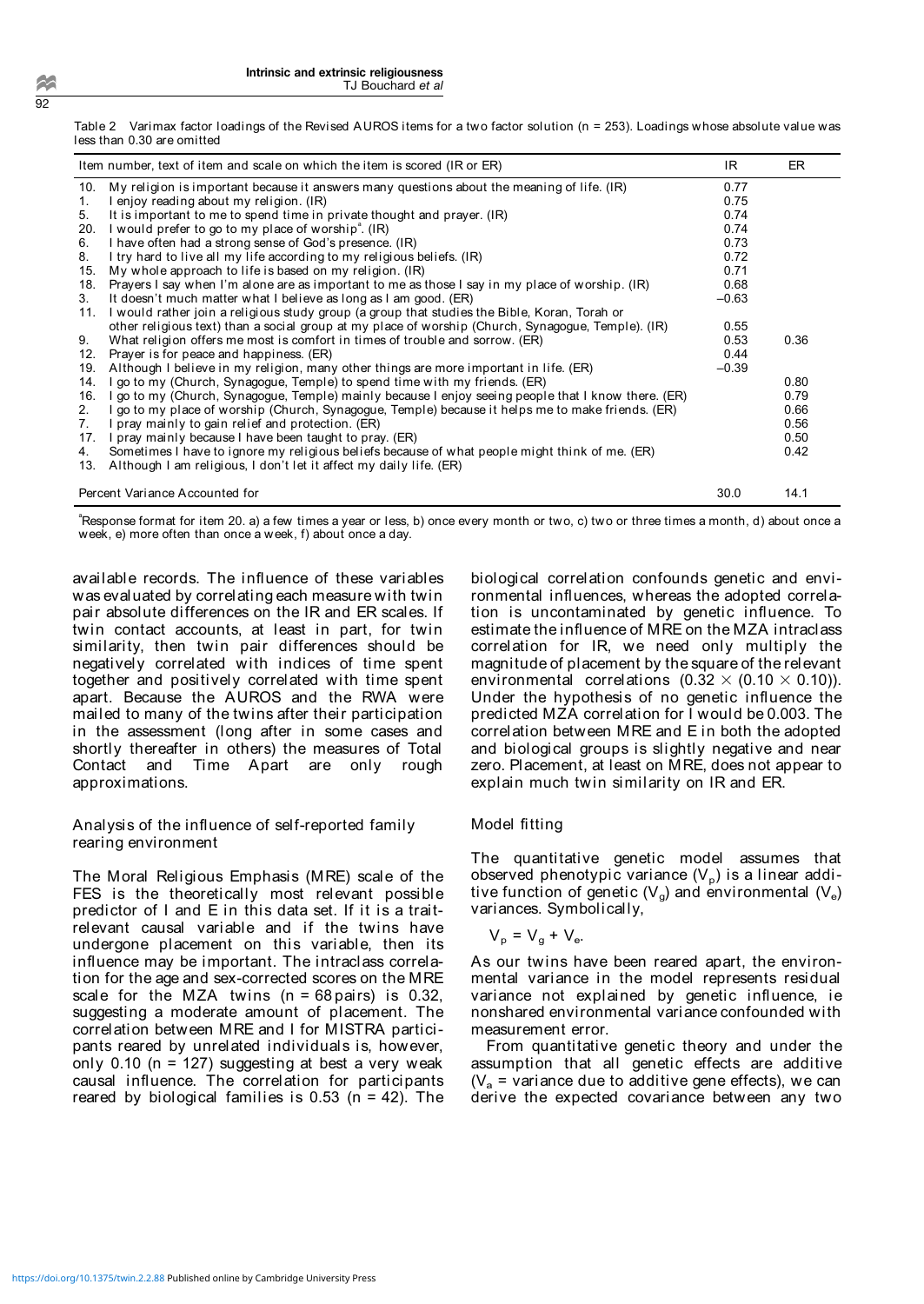Table 2 Varimax factor loadings of the Revised AUROS items for a two factor solution (n = 253). Loadings whose absolute value was less than 0.30 are omitted

| Item number, text of item and scale on which the item is scored (IR or ER) | IR | ER |
|---|---|---|
| 10. My religion is important because it answers many questions about the meaning of life. (IR) | 0.77 | |
| 1. I enjoy reading about my religion. (IR) | 0.75 | |
| 5. It is important to me to spend time in private thought and prayer. (IR) | 0.74 | |
| 20. I would prefer to go to my place of worship[a]. (IR) | 0.74 | |
| 6. I have often had a strong sense of God's presence. (IR) | 0.73 | |
| 8. I try hard to live all my life according to my religious beliefs. (IR) | 0.72 | |
| 15. My whole approach to life is based on my religion. (IR) | 0.71 | |
| 18. Prayers I say when I'm alone are as important to me as those I say in my place of worship. (IR) | 0.68 | |
| 3. It doesn't much matter what I believe as long as I am good. (ER) | −0.63 | |
| 11. I would rather join a religious study group (a group that studies the Bible, Koran, Torah or other religious text) than a social group at my place of worship (Church, Synagogue, Temple). (IR) | 0.55 | |
| 9. What religion offers me most is comfort in times of trouble and sorrow. (ER) | 0.53 | 0.36 |
| 12. Prayer is for peace and happiness. (ER) | 0.44 | |
| 19. Although I believe in my religion, many other things are more important in life. (ER) | −0.39 | |
| 14. I go to my (Church, Synagogue, Temple) to spend time with my friends. (ER) | | 0.80 |
| 16. I go to my (Church, Synagogue, Temple) mainly because I enjoy seeing people that I know there. (ER) | | 0.79 |
| 2. I go to my place of worship (Church, Synagogue, Temple) because it helps me to make friends. (ER) | | 0.66 |
| 7. I pray mainly to gain relief and protection. (ER) | | 0.56 |
| 17. I pray mainly because I have been taught to pray. (ER) | | 0.50 |
| 4. Sometimes I have to ignore my religious beliefs because of what people might think of me. (ER) | | 0.42 |
| 13. Although I am religious, I don't let it affect my daily life. (ER) | | |
| Percent Variance Accounted for | 30.0 | 14.1 |

[a]Response format for item 20. a) a few times a year or less, b) once every month or two, c) two or three times a month, d) about once a week, e) more often than once a week, f) about once a day.

available records. The influence of these variables was evaluated by correlating each measure with twin pair absolute differences on the IR and ER scales. If twin contact accounts, at least in part, for twin similarity, then twin pair differences should be negatively correlated with indices of time spent together and positively correlated with time spent apart. Because the AUROS and the RWA were mailed to many of the twins after their participation in the assessment (long after in some cases and shortly thereafter in others) the measures of Total Contact and Time Apart are only rough approximations.

### Analysis of the influence of self-reported family rearing environment

The Moral Religious Emphasis (MRE) scale of the FES is the theoretically most relevant possible predictor of I and E in this data set. If it is a trait-relevant causal variable and if the twins have undergone placement on this variable, then its influence may be important. The intraclass correlation for the age and sex-corrected scores on the MRE scale for the MZA twins (n = 68 pairs) is 0.32, suggesting a moderate amount of placement. The correlation between MRE and I for MISTRA participants reared by unrelated individuals is, however, only 0.10 (n = 127) suggesting at best a very weak causal influence. The correlation for participants reared by biological families is 0.53 (n = 42). The biological correlation confounds genetic and environmental influences, whereas the adopted correlation is uncontaminated by genetic influence. To estimate the influence of MRE on the MZA intraclass correlation for IR, we need only multiply the magnitude of placement by the square of the relevant environmental correlations ($0.32 \times (0.10 \times 0.10)$). Under the hypothesis of no genetic influence the predicted MZA correlation for I would be 0.003. The correlation between MRE and E in both the adopted and biological groups is slightly negative and near zero. Placement, at least on MRE, does not appear to explain much twin similarity on IR and ER.

### Model fitting

The quantitative genetic model assumes that observed phenotypic variance ($V_p$) is a linear additive function of genetic ($V_g$) and environmental ($V_e$) variances. Symbolically,

$$V_p = V_g + V_e.$$

As our twins have been reared apart, the environmental variance in the model represents residual variance not explained by genetic influence, ie nonshared environmental variance confounded with measurement error.

From quantitative genetic theory and under the assumption that all genetic effects are additive ($V_a$ = variance due to additive gene effects), we can derive the expected covariance between any two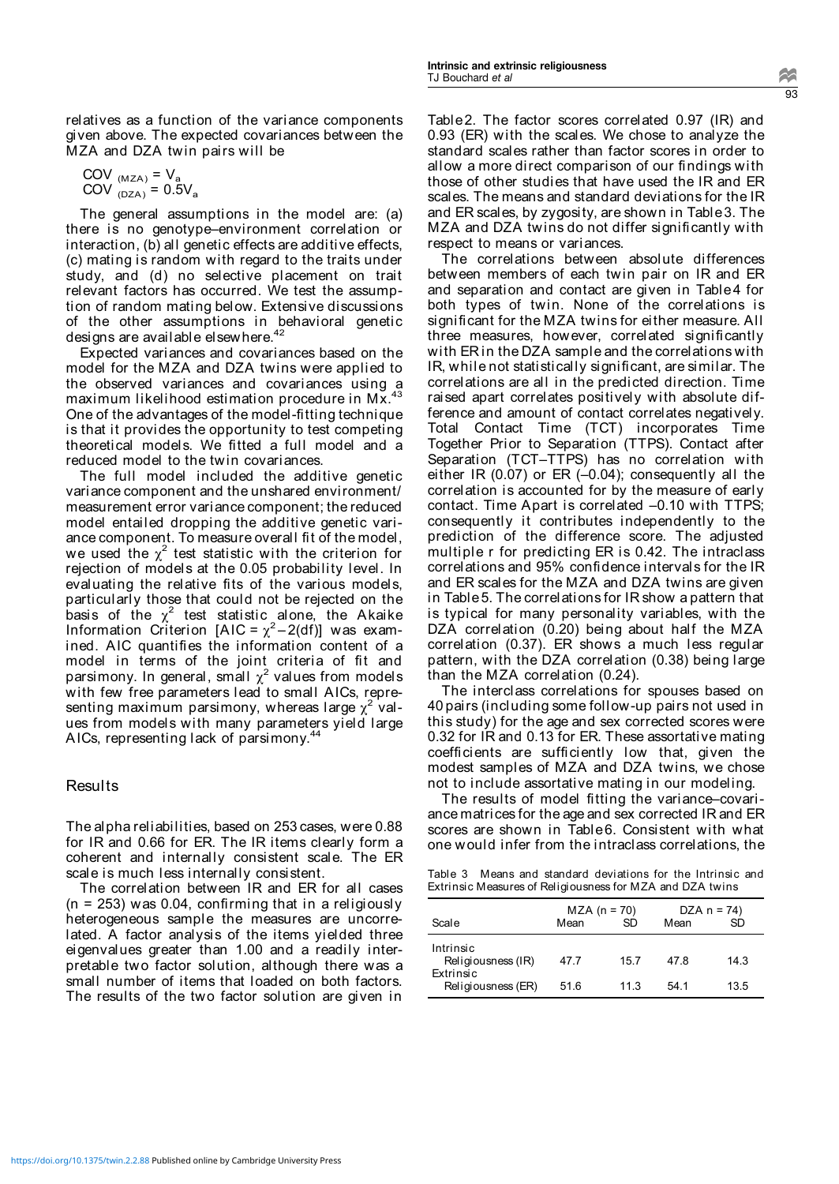relatives as a function of the variance components given above. The expected covariances between the MZA and DZA twin pairs will be

$$COV_{(MZA)} = V_a$$
$$COV_{(DZA)} = 0.5V_a$$

The general assumptions in the model are: (a) there is no genotype–environment correlation or interaction, (b) all genetic effects are additive effects, (c) mating is random with regard to the traits under study, and (d) no selective placement on trait relevant factors has occurred. We test the assumption of random mating below. Extensive discussions of the other assumptions in behavioral genetic designs are available elsewhere.[42]

Expected variances and covariances based on the model for the MZA and DZA twins were applied to the observed variances and covariances using a maximum likelihood estimation procedure in Mx.[43] One of the advantages of the model-fitting technique is that it provides the opportunity to test competing theoretical models. We fitted a full model and a reduced model to the twin covariances.

The full model included the additive genetic variance component and the unshared environment/measurement error variance component; the reduced model entailed dropping the additive genetic variance component. To measure overall fit of the model, we used the $\chi^2$ test statistic with the criterion for rejection of models at the 0.05 probability level. In evaluating the relative fits of the various models, particularly those that could not be rejected on the basis of the $\chi^2$ test statistic alone, the Akaike Information Criterion [AIC = $\chi^2 - 2(df)$] was examined. AIC quantifies the information content of a model in terms of the joint criteria of fit and parsimony. In general, small $\chi^2$ values from models with few free parameters lead to small AICs, representing maximum parsimony, whereas large $\chi^2$ values from models with many parameters yield large AICs, representing lack of parsimony.[44]

## Results

The alpha reliabilities, based on 253 cases, were 0.88 for IR and 0.66 for ER. The IR items clearly form a coherent and internally consistent scale. The ER scale is much less internally consistent.

The correlation between IR and ER for all cases (n = 253) was 0.04, confirming that in a religiously heterogeneous sample the measures are uncorrelated. A factor analysis of the items yielded three eigenvalues greater than 1.00 and a readily interpretable two factor solution, although there was a small number of items that loaded on both factors. The results of the two factor solution are given in Table 2. The factor scores correlated 0.97 (IR) and 0.93 (ER) with the scales. We chose to analyze the standard scales rather than factor scores in order to allow a more direct comparison of our findings with those of other studies that have used the IR and ER scales. The means and standard deviations for the IR and ER scales, by zygosity, are shown in Table 3. The MZA and DZA twins do not differ significantly with respect to means or variances.

The correlations between absolute differences between members of each twin pair on IR and ER and separation and contact are given in Table 4 for both types of twin. None of the correlations is significant for the MZA twins for either measure. All three measures, however, correlated significantly with ER in the DZA sample and the correlations with IR, while not statistically significant, are similar. The correlations are all in the predicted direction. Time raised apart correlates positively with absolute difference and amount of contact correlates negatively. Total Contact Time (TCT) incorporates Time Together Prior to Separation (TTPS). Contact after Separation (TCT–TTPS) has no correlation with either IR (0.07) or ER (–0.04); consequently all the correlation is accounted for by the measure of early contact. Time Apart is correlated –0.10 with TTPS; consequently it contributes independently to the prediction of the difference score. The adjusted multiple r for predicting ER is 0.42. The intraclass correlations and 95% confidence intervals for the IR and ER scales for the MZA and DZA twins are given in Table 5. The correlations for IR show a pattern that is typical for many personality variables, with the DZA correlation (0.20) being about half the MZA correlation (0.37). ER shows a much less regular pattern, with the DZA correlation (0.38) being large than the MZA correlation (0.24).

The interclass correlations for spouses based on 40 pairs (including some follow-up pairs not used in this study) for the age and sex corrected scores were 0.32 for IR and 0.13 for ER. These assortative mating coefficients are sufficiently low that, given the modest samples of MZA and DZA twins, we chose not to include assortative mating in our modeling.

The results of model fitting the variance–covariance matrices for the age and sex corrected IR and ER scores are shown in Table 6. Consistent with what one would infer from the intraclass correlations, the

Table 3 Means and standard deviations for the Intrinsic and Extrinsic Measures of Religiousness for MZA and DZA twins

| Scale | MZA (n = 70) | | DZA n = 74) | |
|---|---|---|---|---|
| | Mean | SD | Mean | SD |
| Intrinsic Religiousness (IR) | 47.7 | 15.7 | 47.8 | 14.3 |
| Extrinsic Religiousness (ER) | 51.6 | 11.3 | 54.1 | 13.5 |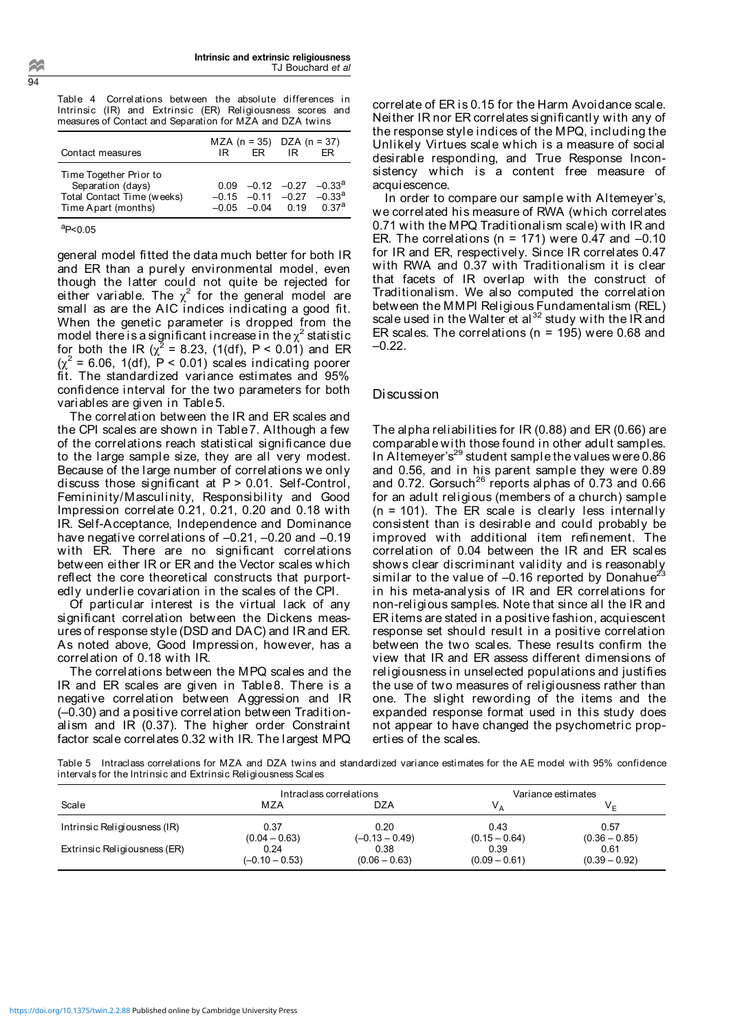Table 4 Correlations between the absolute differences in Intrinsic (IR) and Extrinsic (ER) Religiousness scores and measures of Contact and Separation for MZA and DZA twins

| Contact measures | MZA (n = 35) IR | MZA (n = 35) ER | DZA (n = 37) IR | DZA (n = 37) ER |
|---|---|---|---|---|
| Time Together Prior to Separation (days) | 0.09 | –0.12 | –0.27 | –0.33[a] |
| Total Contact Time (weeks) | –0.15 | –0.11 | –0.27 | –0.33[a] |
| Time Apart (months) | –0.05 | –0.04 | 0.19 | 0.37[a] |

[a]P<0.05

general model fitted the data much better for both IR and ER than a purely environmental model, even though the latter could not quite be rejected for either variable. The $\chi^2$ for the general model are small as are the AIC indices indicating a good fit. When the genetic parameter is dropped from the model there is a significant increase in the $\chi^2$ statistic for both the IR ($\chi^2$ = 8.23, (1(df), $P < 0.01$) and ER ($\chi^2$ = 6.06, 1(df), $P < 0.01$) scales indicating poorer fit. The standardized variance estimates and 95% confidence interval for the two parameters for both variables are given in Table 5.

The correlation between the IR and ER scales and the CPI scales are shown in Table 7. Although a few of the correlations reach statistical significance due to the large sample size, they are all very modest. Because of the large number of correlations we only discuss those significant at $P > 0.01$. Self-Control, Femininity/Masculinity, Responsibility and Good Impression correlate 0.21, 0.21, 0.20 and 0.18 with IR. Self-Acceptance, Independence and Dominance have negative correlations of –0.21, –0.20 and –0.19 with ER. There are no significant correlations between either IR or ER and the Vector scales which reflect the core theoretical constructs that purportedly underlie covariation in the scales of the CPI.

Of particular interest is the virtual lack of any significant correlation between the Dickens measures of response style (DSD and DAC) and IR and ER. As noted above, Good Impression, however, has a correlation of 0.18 with IR.

The correlations between the MPQ scales and the IR and ER scales are given in Table 8. There is a negative correlation between Aggression and IR (–0.30) and a positive correlation between Traditionalism and IR (0.37). The higher order Constraint factor scale correlates 0.32 with IR. The largest MPQ correlate of ER is 0.15 for the Harm Avoidance scale. Neither IR nor ER correlates significantly with any of the response style indices of the MPQ, including the Unlikely Virtues scale which is a measure of social desirable responding, and True Response Inconsistency which is a content free measure of acquiescence.

In order to compare our sample with Altemeyer's, we correlated his measure of RWA (which correlates 0.71 with the MPQ Traditionalism scale) with IR and ER. The correlations (n = 171) were 0.47 and –0.10 for IR and ER, respectively. Since IR correlates 0.47 with RWA and 0.37 with Traditionalism it is clear that facets of IR overlap with the construct of Traditionalism. We also computed the correlation between the MMPI Religious Fundamentalism (REL) scale used in the Walter et al[32] study with the IR and ER scales. The correlations (n = 195) were 0.68 and –0.22.

## Discussion

The alpha reliabilities for IR (0.88) and ER (0.66) are comparable with those found in other adult samples. In Altemeyer's[29] student sample the values were 0.86 and 0.56, and in his parent sample they were 0.89 and 0.72. Gorsuch[26] reports alphas of 0.73 and 0.66 for an adult religious (members of a church) sample (n = 101). The ER scale is clearly less internally consistent than is desirable and could probably be improved with additional item refinement. The correlation of 0.04 between the IR and ER scales shows clear discriminant validity and is reasonably similar to the value of –0.16 reported by Donahue[23] in his meta-analysis of IR and ER correlations for non-religious samples. Note that since all the IR and ER items are stated in a positive fashion, acquiescent response set should result in a positive correlation between the two scales. These results confirm the view that IR and ER assess different dimensions of religiousness in unselected populations and justifies the use of two measures of religiousness rather than one. The slight rewording of the items and the expanded response format used in this study does not appear to have changed the psychometric properties of the scales.

Table 5 Intraclass correlations for MZA and DZA twins and standardized variance estimates for the AE model with 95% confidence intervals for the Intrinsic and Extrinsic Religiousness Scales

| Scale | Intraclass correlations | | Variance estimates | |
|---|---|---|---|---|
| | MZA | DZA | $V_A$ | $V_E$ |
| Intrinsic Religiousness (IR) | 0.37 (0.04 – 0.63) | 0.20 (–0.13 – 0.49) | 0.43 (0.15 – 0.64) | 0.57 (0.36 – 0.85) |
| Extrinsic Religiousness (ER) | 0.24 (–0.10 – 0.53) | 0.38 (0.06 – 0.63) | 0.39 (0.09 – 0.61) | 0.61 (0.39 – 0.92) |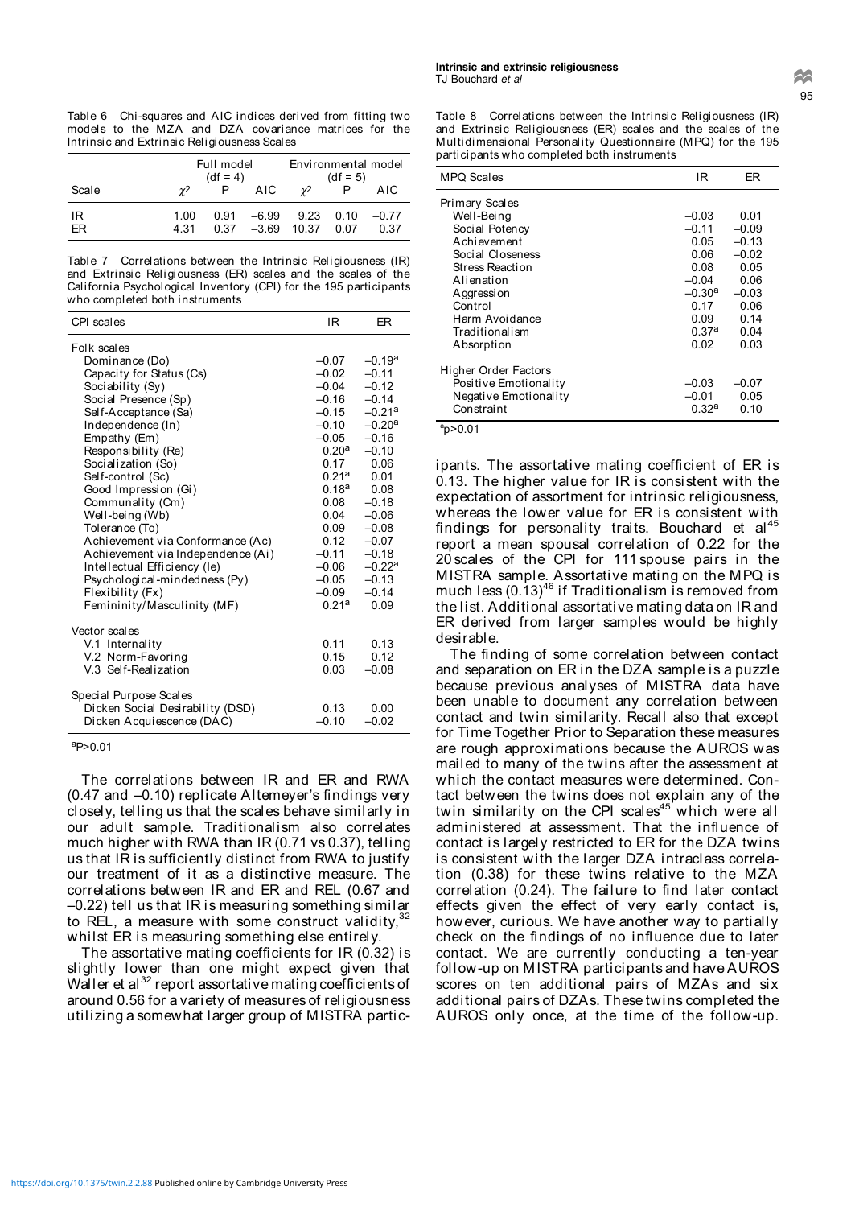Table 6 Chi-squares and AIC indices derived from fitting two models to the MZA and DZA covariance matrices for the Intrinsic and Extrinsic Religiousness Scales

| Scale | Full model (df = 4) | | | Environmental model (df = 5) | | |
|---|---|---|---|---|---|---|
| | $\chi^2$ | P | AIC | $\chi^2$ | P | AIC |
| IR | 1.00 | 0.91 | –6.99 | 9.23 | 0.10 | –0.77 |
| ER | 4.31 | 0.37 | –3.69 | 10.37 | 0.07 | 0.37 |

Table 7 Correlations between the Intrinsic Religiousness (IR) and Extrinsic Religiousness (ER) scales and the scales of the California Psychological Inventory (CPI) for the 195 participants who completed both instruments

| CPI scales | IR | ER |
|---|---|---|
| Folk scales | | |
| Dominance (Do) | –0.07 | –0.19[a] |
| Capacity for Status (Cs) | –0.02 | –0.11 |
| Sociability (Sy) | –0.04 | –0.12 |
| Social Presence (Sp) | –0.16 | –0.14 |
| Self-Acceptance (Sa) | –0.15 | –0.21[a] |
| Independence (In) | –0.10 | –0.20[a] |
| Empathy (Em) | –0.05 | –0.16 |
| Responsibility (Re) | 0.20[a] | –0.10 |
| Socialization (So) | 0.17 | 0.06 |
| Self-control (Sc) | 0.21[a] | 0.01 |
| Good Impression (Gi) | 0.18[a] | 0.08 |
| Communality (Cm) | 0.08 | –0.18 |
| Well-being (Wb) | 0.04 | –0.06 |
| Tolerance (To) | 0.09 | –0.08 |
| Achievement via Conformance (Ac) | 0.12 | –0.07 |
| Achievement via Independence (Ai) | –0.11 | –0.18 |
| Intellectual Efficiency (Ie) | –0.06 | –0.22[a] |
| Psychological-mindedness (Py) | –0.05 | –0.13 |
| Flexibility (Fx) | –0.09 | –0.14 |
| Femininity/Masculinity (MF) | 0.21[a] | 0.09 |
| Vector scales | | |
| V.1 Internality | 0.11 | 0.13 |
| V.2 Norm-Favoring | 0.15 | 0.12 |
| V.3 Self-Realization | 0.03 | –0.08 |
| Special Purpose Scales | | |
| Dicken Social Desirability (DSD) | 0.13 | 0.00 |
| Dicken Acquiescence (DAC) | –0.10 | –0.02 |

[a]P>0.01

The correlations between IR and ER and RWA (0.47 and –0.10) replicate Altemeyer's findings very closely, telling us that the scales behave similarly in our adult sample. Traditionalism also correlates much higher with RWA than IR (0.71 vs 0.37), telling us that IR is sufficiently distinct from RWA to justify our treatment of it as a distinctive measure. The correlations between IR and ER and REL (0.67 and –0.22) tell us that IR is measuring something similar to REL, a measure with some construct validity,[32] whilst ER is measuring something else entirely.

The assortative mating coefficients for IR (0.32) is slightly lower than one might expect given that Waller et al[32] report assortative mating coefficients of around 0.56 for a variety of measures of religiousness utilizing a somewhat larger group of MISTRA participants. The assortative mating coefficient of ER is 0.13. The higher value for IR is consistent with the expectation of assortment for intrinsic religiousness, whereas the lower value for ER is consistent with findings for personality traits. Bouchard et al[45] report a mean spousal correlation of 0.22 for the 20 scales of the CPI for 111 spouse pairs in the MISTRA sample. Assortative mating on the MPQ is much less (0.13)[46] if Traditionalism is removed from the list. Additional assortative mating data on IR and ER derived from larger samples would be highly desirable.

Table 8 Correlations between the Intrinsic Religiousness (IR) and Extrinsic Religiousness (ER) scales and the scales of the Multidimensional Personality Questionnaire (MPQ) for the 195 participants who completed both instruments

| MPQ Scales | IR | ER |
|---|---|---|
| Primary Scales | | |
| Well-Being | –0.03 | 0.01 |
| Social Potency | –0.11 | –0.09 |
| Achievement | 0.05 | –0.13 |
| Social Closeness | 0.06 | –0.02 |
| Stress Reaction | 0.08 | 0.05 |
| Alienation | –0.04 | 0.06 |
| Aggression | –0.30[a] | –0.03 |
| Control | 0.17 | 0.06 |
| Harm Avoidance | 0.09 | 0.14 |
| Traditionalism | 0.37[a] | 0.04 |
| Absorption | 0.02 | 0.03 |
| Higher Order Factors | | |
| Positive Emotionality | –0.03 | –0.07 |
| Negative Emotionality | –0.01 | 0.05 |
| Constraint | 0.32[a] | 0.10 |

[a]p>0.01

The finding of some correlation between contact and separation on ER in the DZA sample is a puzzle because previous analyses of MISTRA data have been unable to document any correlation between contact and twin similarity. Recall also that except for Time Together Prior to Separation these measures are rough approximations because the AUROS was mailed to many of the twins after the assessment at which the contact measures were determined. Contact between the twins does not explain any of the twin similarity on the CPI scales[45] which were all administered at assessment. That the influence of contact is largely restricted to ER for the DZA twins is consistent with the larger DZA intraclass correlation (0.38) for these twins relative to the MZA correlation (0.24). The failure to find later contact effects given the effect of very early contact is, however, curious. We have another way to partially check on the findings of no influence due to later contact. We are currently conducting a ten-year follow-up on MISTRA participants and have AUROS scores on ten additional pairs of MZAs and six additional pairs of DZAs. These twins completed the AUROS only once, at the time of the follow-up.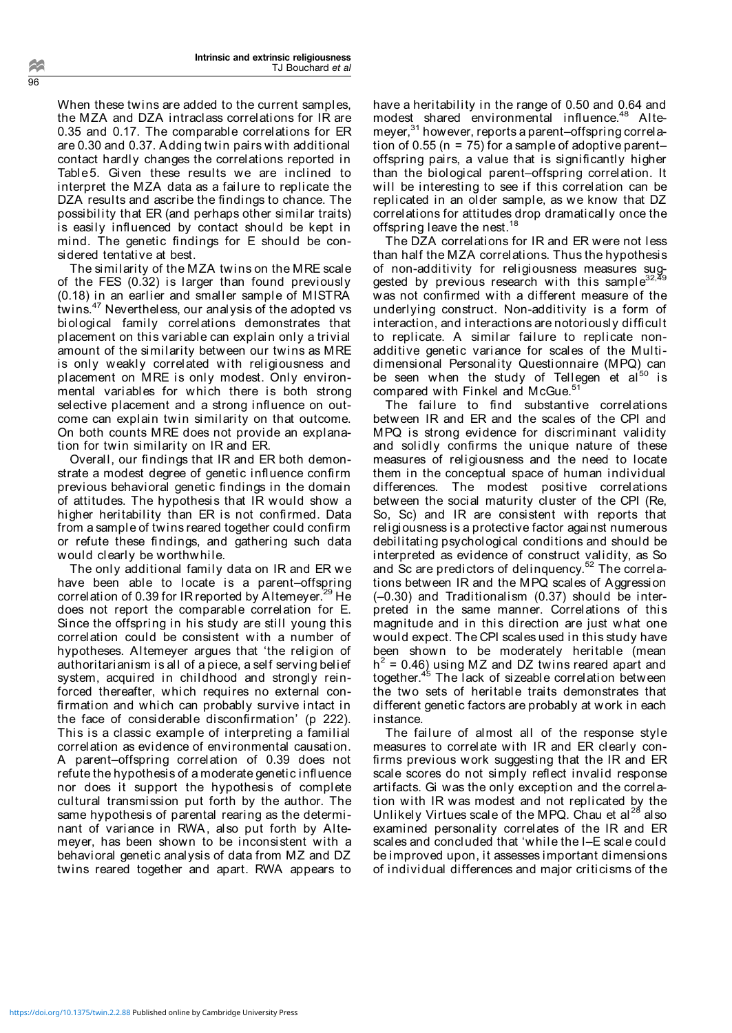When these twins are added to the current samples, the MZA and DZA intraclass correlations for IR are 0.35 and 0.17. The comparable correlations for ER are 0.30 and 0.37. Adding twin pairs with additional contact hardly changes the correlations reported in Table 5. Given these results we are inclined to interpret the MZA data as a failure to replicate the DZA results and ascribe the findings to chance. The possibility that ER (and perhaps other similar traits) is easily influenced by contact should be kept in mind. The genetic findings for E should be considered tentative at best.

The similarity of the MZA twins on the MRE scale of the FES (0.32) is larger than found previously (0.18) in an earlier and smaller sample of MISTRA twins.[47] Nevertheless, our analysis of the adopted vs biological family correlations demonstrates that placement on this variable can explain only a trivial amount of the similarity between our twins as MRE is only weakly correlated with religiousness and placement on MRE is only modest. Only environmental variables for which there is both strong selective placement and a strong influence on outcome can explain twin similarity on that outcome. On both counts MRE does not provide an explanation for twin similarity on IR and ER.

Overall, our findings that IR and ER both demonstrate a modest degree of genetic influence confirm previous behavioral genetic findings in the domain of attitudes. The hypothesis that IR would show a higher heritability than ER is not confirmed. Data from a sample of twins reared together could confirm or refute these findings, and gathering such data would clearly be worthwhile.

The only additional family data on IR and ER we have been able to locate is a parent–offspring correlation of 0.39 for IR reported by Altemeyer.[29] He does not report the comparable correlation for E. Since the offspring in his study are still young this correlation could be consistent with a number of hypotheses. Altemeyer argues that 'the religion of authoritarianism is all of a piece, a self serving belief system, acquired in childhood and strongly reinforced thereafter, which requires no external confirmation and which can probably survive intact in the face of considerable disconfirmation' (p 222). This is a classic example of interpreting a familial correlation as evidence of environmental causation. A parent–offspring correlation of 0.39 does not refute the hypothesis of a moderate genetic influence nor does it support the hypothesis of complete cultural transmission put forth by the author. The same hypothesis of parental rearing as the determinant of variance in RWA, also put forth by Altemeyer, has been shown to be inconsistent with a behavioral genetic analysis of data from MZ and DZ twins reared together and apart. RWA appears to have a heritability in the range of 0.50 and 0.64 and modest shared environmental influence.[48] Altemeyer,[31] however, reports a parent–offspring correlation of 0.55 ($n = 75$) for a sample of adoptive parent–offspring pairs, a value that is significantly higher than the biological parent–offspring correlation. It will be interesting to see if this correlation can be replicated in an older sample, as we know that DZ correlations for attitudes drop dramatically once the offspring leave the nest.[18]

The DZA correlations for IR and ER were not less than half the MZA correlations. Thus the hypothesis of non-additivity for religiousness measures suggested by previous research with this sample[32,49] was not confirmed with a different measure of the underlying construct. Non-additivity is a form of interaction, and interactions are notoriously difficult to replicate. A similar failure to replicate non-additive genetic variance for scales of the Multidimensional Personality Questionnaire (MPQ) can be seen when the study of Tellegen et al[50] is compared with Finkel and McGue.[51]

The failure to find substantive correlations between IR and ER and the scales of the CPI and MPQ is strong evidence for discriminant validity and solidly confirms the unique nature of these measures of religiousness and the need to locate them in the conceptual space of human individual differences. The modest positive correlations between the social maturity cluster of the CPI (Re, So, Sc) and IR are consistent with reports that religiousness is a protective factor against numerous debilitating psychological conditions and should be interpreted as evidence of construct validity, as So and Sc are predictors of delinquency.[52] The correlations between IR and the MPQ scales of Aggression (–0.30) and Traditionalism (0.37) should be interpreted in the same manner. Correlations of this magnitude and in this direction are just what one would expect. The CPI scales used in this study have been shown to be moderately heritable (mean $h^2 = 0.46$) using MZ and DZ twins reared apart and together.[45] The lack of sizeable correlation between the two sets of heritable traits demonstrates that different genetic factors are probably at work in each instance.

The failure of almost all of the response style measures to correlate with IR and ER clearly confirms previous work suggesting that the IR and ER scale scores do not simply reflect invalid response artifacts. Gi was the only exception and the correlation with IR was modest and not replicated by the Unlikely Virtues scale of the MPQ. Chau et al[28] also examined personality correlates of the IR and ER scales and concluded that 'while the I–E scale could be improved upon, it assesses important dimensions of individual differences and major criticisms of the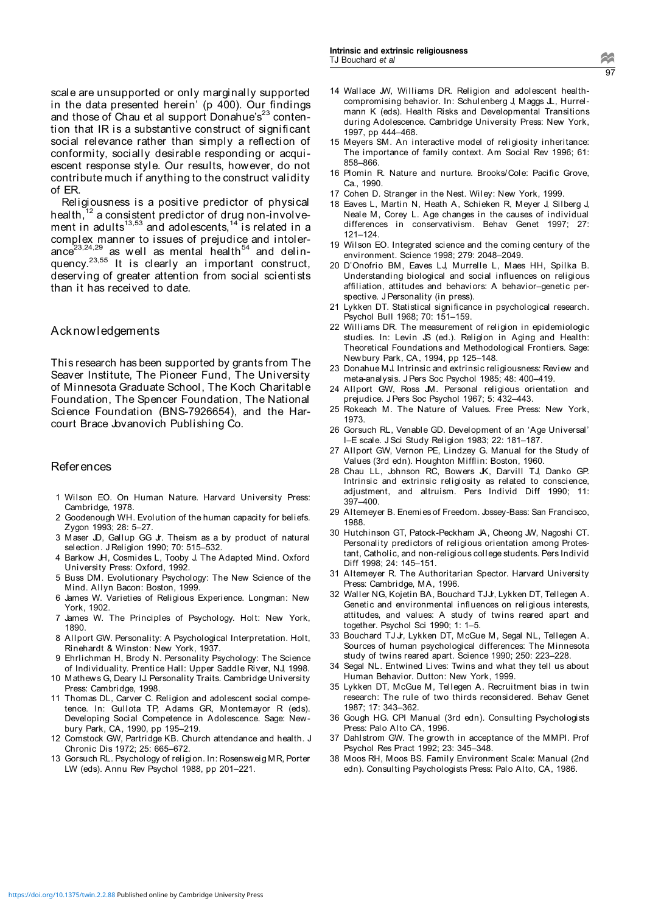scale are unsupported or only marginally supported in the data presented herein' (p 400). Our findings and those of Chau et al support Donahue's[23] contention that IR is a substantive construct of significant social relevance rather than simply a reflection of conformity, socially desirable responding or acquiescent response style. Our results, however, do not contribute much if anything to the construct validity of ER.

Religiousness is a positive predictor of physical health,[12] a consistent predictor of drug non-involvement in adults[13,53] and adolescents,[14] is related in a complex manner to issues of prejudice and intolerance[23,24,29] as well as mental health[54] and delinquency.[23,55] It is clearly an important construct, deserving of greater attention from social scientists than it has received to date.

## Acknowledgements

This research has been supported by grants from The Seaver Institute, The Pioneer Fund, The University of Minnesota Graduate School, The Koch Charitable Foundation, The Spencer Foundation, The National Science Foundation (BNS-7926654), and the Harcourt Brace Jovanovich Publishing Co.

## References

1 Wilson EO. On Human Nature. Harvard University Press: Cambridge, 1978.
2 Goodenough WH. Evolution of the human capacity for beliefs. Zygon 1993; 28: 5–27.
3 Maser JD, Gallup GG Jr. Theism as a by product of natural selection. J Religion 1990; 70: 515–532.
4 Barkow JH, Cosmides L, Tooby J. The Adapted Mind. Oxford University Press: Oxford, 1992.
5 Buss DM. Evolutionary Psychology: The New Science of the Mind. Allyn Bacon: Boston, 1999.
6 James W. Varieties of Religious Experience. Longman: New York, 1902.
7 James W. The Principles of Psychology. Holt: New York, 1890.
8 Allport GW. Personality: A Psychological Interpretation. Holt, Rinehardt & Winston: New York, 1937.
9 Ehrlichman H, Brody N. Personality Psychology: The Science of Individuality. Prentice Hall: Upper Saddle River, NJ, 1998.
10 Mathews G, Deary IJ. Personality Traits. Cambridge University Press: Cambridge, 1998.
11 Thomas DL, Carver C. Religion and adolescent social competence. In: Gullota TP, Adams GR, Montemayor R (eds). Developing Social Competence in Adolescence. Sage: Newbury Park, CA, 1990, pp 195–219.
12 Comstock GW, Partridge KB. Church attendance and health. J Chronic Dis 1972; 25: 665–672.
13 Gorsuch RL. Psychology of religion. In: Rosensweig MR, Porter LW (eds). Annu Rev Psychol 1988, pp 201–221.
14 Wallace JW, Williams DR. Religion and adolescent health-compromising behavior. In: Schulenberg J, Maggs JL, Hurrelmann K (eds). Health Risks and Developmental Transitions during Adolescence. Cambridge University Press: New York, 1997, pp 444–468.
15 Meyers SM. An interactive model of religiosity inheritance: The importance of family context. Am Social Rev 1996; 61: 858–866.
16 Plomin R. Nature and nurture. Brooks/Cole: Pacific Grove, Ca., 1990.
17 Cohen D. Stranger in the Nest. Wiley: New York, 1999.
18 Eaves L, Martin N, Heath A, Schieken R, Meyer J, Silberg J, Neale M, Corey L. Age changes in the causes of individual differences in conservativism. Behav Genet 1997; 27: 121–124.
19 Wilson EO. Integrated science and the coming century of the environment. Science 1998; 279: 2048–2049.
20 D'Onofrio BM, Eaves LJ, Murrelle L, Maes HH, Spilka B. Understanding biological and social influences on religious affiliation, attitudes and behaviors: A behavior–genetic perspective. J Personality (in press).
21 Lykken DT. Statistical significance in psychological research. Psychol Bull 1968; 70: 151–159.
22 Williams DR. The measurement of religion in epidemiologic studies. In: Levin JS (ed.). Religion in Aging and Health: Theoretical Foundations and Methodological Frontiers. Sage: Newbury Park, CA, 1994, pp 125–148.
23 Donahue MJ. Intrinsic and extrinsic religiousness: Review and meta-analysis. J Pers Soc Psychol 1985; 48: 400–419.
24 Allport GW, Ross JM. Personal religious orientation and prejudice. J Pers Soc Psychol 1967; 5: 432–443.
25 Rokeach M. The Nature of Values. Free Press: New York, 1973.
26 Gorsuch RL, Venable GD. Development of an 'Age Universal' I–E scale. J Sci Study Religion 1983; 22: 181–187.
27 Allport GW, Vernon PE, Lindzey G. Manual for the Study of Values (3rd edn). Houghton Mifflin: Boston, 1960.
28 Chau LL, Johnson RC, Bowers JK, Darvill TJ, Danko GP. Intrinsic and extrinsic religiosity as related to conscience, adjustment, and altruism. Pers Individ Diff 1990; 11: 397–400.
29 Altemeyer B. Enemies of Freedom. Jossey-Bass: San Francisco, 1988.
30 Hutchinson GT, Patock-Peckham JA, Cheong JW, Nagoshi CT. Personality predictors of religious orientation among Protestant, Catholic, and non-religious college students. Pers Individ Diff 1998; 24: 145–151.
31 Altemeyer R. The Authoritarian Spector. Harvard University Press: Cambridge, MA, 1996.
32 Waller NG, Kojetin BA, Bouchard TJJr, Lykken DT, Tellegen A. Genetic and environmental influences on religious interests, attitudes, and values: A study of twins reared apart and together. Psychol Sci 1990; 1: 1–5.
33 Bouchard TJ Jr, Lykken DT, McGue M, Segal NL, Tellegen A. Sources of human psychological differences: The Minnesota study of twins reared apart. Science 1990; 250: 223–228.
34 Segal NL. Entwined Lives: Twins and what they tell us about Human Behavior. Dutton: New York, 1999.
35 Lykken DT, McGue M, Tellegen A. Recruitment bias in twin research: The rule of two thirds reconsidered. Behav Genet 1987; 17: 343–362.
36 Gough HG. CPI Manual (3rd edn). Consulting Psychologists Press: Palo Alto CA, 1996.
37 Dahlstrom GW. The growth in acceptance of the MMPI. Prof Psychol Res Pract 1992; 23: 345–348.
38 Moos RH, Moos BS. Family Environment Scale: Manual (2nd edn). Consulting Psychologists Press: Palo Alto, CA, 1986.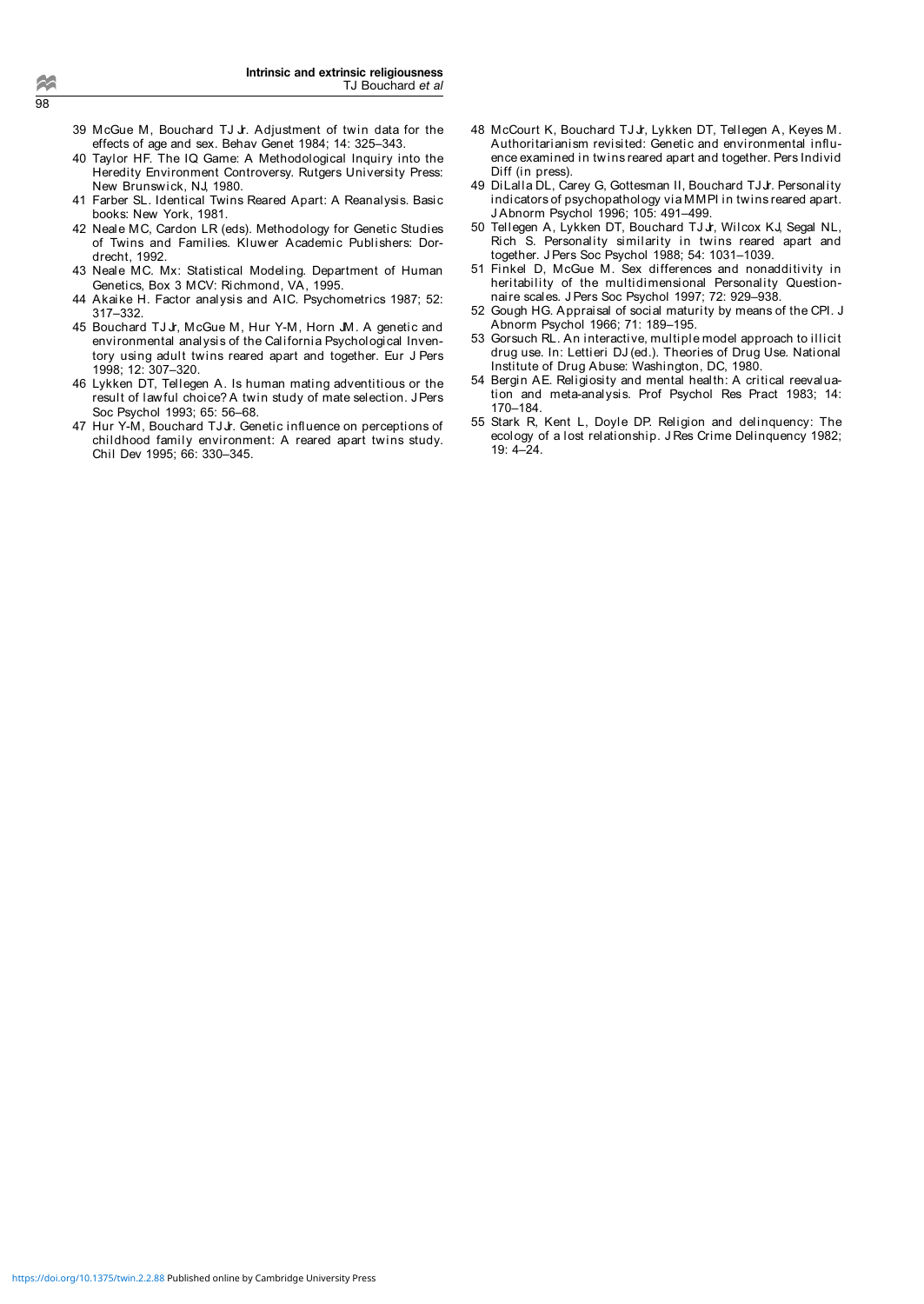39 McGue M, Bouchard TJ Jr. Adjustment of twin data for the effects of age and sex. Behav Genet 1984; 14: 325–343.

40 Taylor HF. The IQ Game: A Methodological Inquiry into the Heredity Environment Controversy. Rutgers University Press: New Brunswick, NJ, 1980.

41 Farber SL. Identical Twins Reared Apart: A Reanalysis. Basic books: New York, 1981.

42 Neale MC, Cardon LR (eds). Methodology for Genetic Studies of Twins and Families. Kluwer Academic Publishers: Dordrecht, 1992.

43 Neale MC. Mx: Statistical Modeling. Department of Human Genetics, Box 3 MCV: Richmond, VA, 1995.

44 Akaike H. Factor analysis and AIC. Psychometrics 1987; 52: 317–332.

45 Bouchard TJ Jr, McGue M, Hur Y-M, Horn JM. A genetic and environmental analysis of the California Psychological Inventory using adult twins reared apart and together. Eur J Pers 1998; 12: 307–320.

46 Lykken DT, Tellegen A. Is human mating adventitious or the result of lawful choice? A twin study of mate selection. J Pers Soc Psychol 1993; 65: 56–68.

47 Hur Y-M, Bouchard TJ Jr. Genetic influence on perceptions of childhood family environment: A reared apart twins study. Chil Dev 1995; 66: 330–345.

48 McCourt K, Bouchard TJ Jr, Lykken DT, Tellegen A, Keyes M. Authoritarianism revisited: Genetic and environmental influence examined in twins reared apart and together. Pers Individ Diff (in press).

49 DiLalla DL, Carey G, Gottesman II, Bouchard TJ Jr. Personality indicators of psychopathology via MMPI in twins reared apart. J Abnorm Psychol 1996; 105: 491–499.

50 Tellegen A, Lykken DT, Bouchard TJ Jr, Wilcox KJ, Segal NL, Rich S. Personality similarity in twins reared apart and together. J Pers Soc Psychol 1988; 54: 1031–1039.

51 Finkel D, McGue M. Sex differences and nonadditivity in heritability of the multidimensional Personality Questionnaire scales. J Pers Soc Psychol 1997; 72: 929–938.

52 Gough HG. Appraisal of social maturity by means of the CPI. J Abnorm Psychol 1966; 71: 189–195.

53 Gorsuch RL. An interactive, multiple model approach to illicit drug use. In: Lettieri DJ (ed.). Theories of Drug Use. National Institute of Drug Abuse: Washington, DC, 1980.

54 Bergin AE. Religiosity and mental health: A critical reevaluation and meta-analysis. Prof Psychol Res Pract 1983; 14: 170–184.

55 Stark R, Kent L, Doyle DP. Religion and delinquency: The ecology of a lost relationship. J Res Crime Delinquency 1982; 19: 4–24.